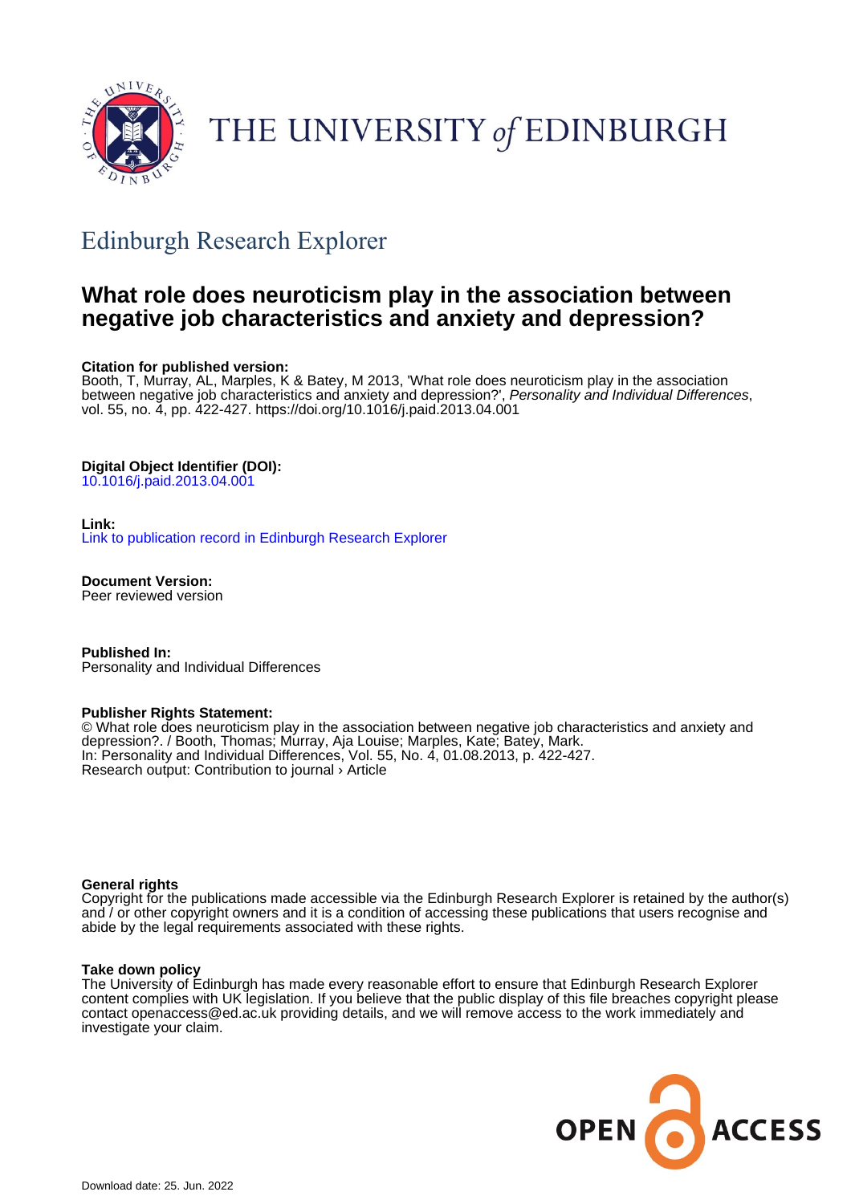THE UNIVERSITY *of* EDINBURGH

## Edinburgh Research Explorer

# What role does neuroticism play in the association between negative job characteristics and anxiety and depression?

**Citation for published version:**
Booth, T, Murray, AL, Marples, K & Batey, M 2013, 'What role does neuroticism play in the association between negative job characteristics and anxiety and depression?', *Personality and Individual Differences*, vol. 55, no. 4, pp. 422-427. https://doi.org/10.1016/j.paid.2013.04.001

**Digital Object Identifier (DOI):**
10.1016/j.paid.2013.04.001

**Link:**
Link to publication record in Edinburgh Research Explorer

**Document Version:**
Peer reviewed version

**Published In:**
Personality and Individual Differences

**Publisher Rights Statement:**
© What role does neuroticism play in the association between negative job characteristics and anxiety and depression?. / Booth, Thomas; Murray, Aja Louise; Marples, Kate; Batey, Mark.
In: Personality and Individual Differences, Vol. 55, No. 4, 01.08.2013, p. 422-427.
Research output: Contribution to journal › Article

**General rights**
Copyright for the publications made accessible via the Edinburgh Research Explorer is retained by the author(s) and / or other copyright owners and it is a condition of accessing these publications that users recognise and abide by the legal requirements associated with these rights.

**Take down policy**
The University of Edinburgh has made every reasonable effort to ensure that Edinburgh Research Explorer content complies with UK legislation. If you believe that the public display of this file breaches copyright please contact openaccess@ed.ac.uk providing details, and we will remove access to the work immediately and investigate your claim.

OPEN ACCESS

Download date: 25. Jun. 2022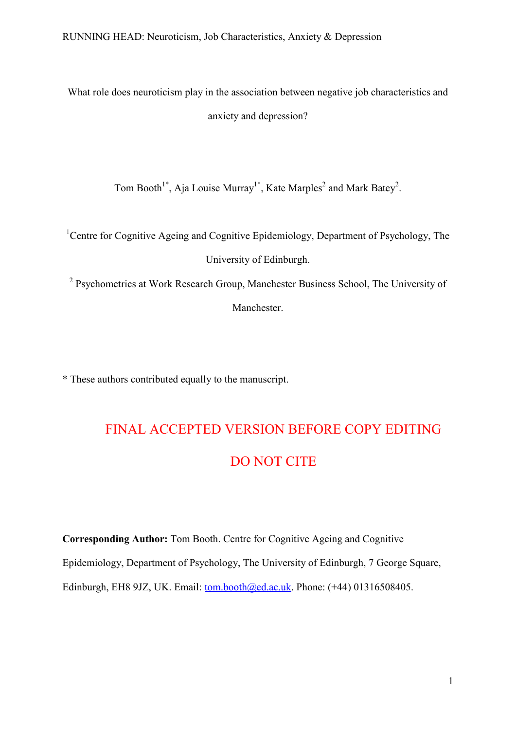What role does neuroticism play in the association between negative job characteristics and anxiety and depression?

Tom Booth[1*], Aja Louise Murray[1*], Kate Marples[2] and Mark Batey[2].

[1]Centre for Cognitive Ageing and Cognitive Epidemiology, Department of Psychology, The University of Edinburgh.

[2] Psychometrics at Work Research Group, Manchester Business School, The University of Manchester.

\* These authors contributed equally to the manuscript.

FINAL ACCEPTED VERSION BEFORE COPY EDITING

DO NOT CITE

**Corresponding Author:** Tom Booth. Centre for Cognitive Ageing and Cognitive Epidemiology, Department of Psychology, The University of Edinburgh, 7 George Square, Edinburgh, EH8 9JZ, UK. Email: tom.booth@ed.ac.uk. Phone: (+44) 01316508405.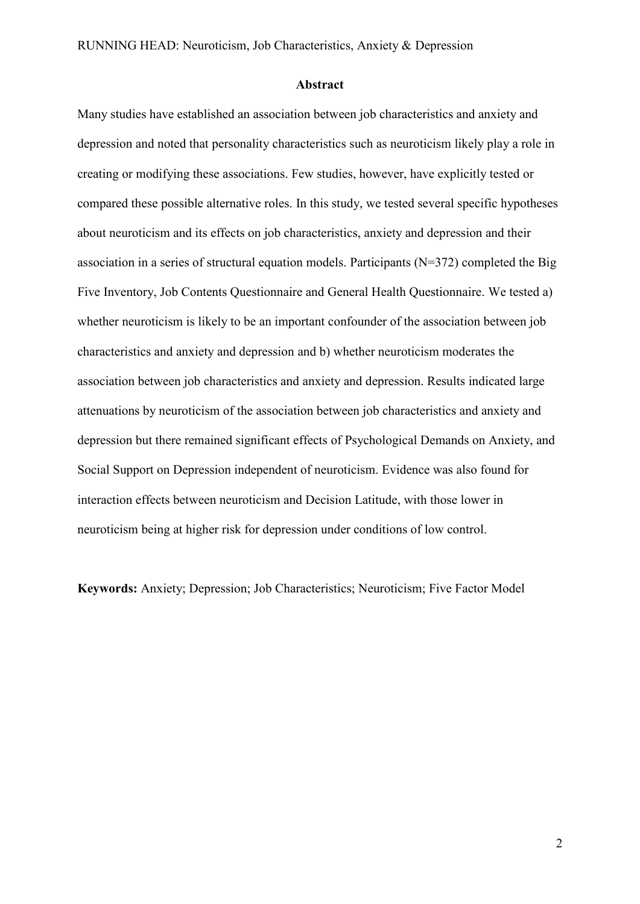## Abstract

Many studies have established an association between job characteristics and anxiety and depression and noted that personality characteristics such as neuroticism likely play a role in creating or modifying these associations. Few studies, however, have explicitly tested or compared these possible alternative roles. In this study, we tested several specific hypotheses about neuroticism and its effects on job characteristics, anxiety and depression and their association in a series of structural equation models. Participants (N=372) completed the Big Five Inventory, Job Contents Questionnaire and General Health Questionnaire. We tested a) whether neuroticism is likely to be an important confounder of the association between job characteristics and anxiety and depression and b) whether neuroticism moderates the association between job characteristics and anxiety and depression. Results indicated large attenuations by neuroticism of the association between job characteristics and anxiety and depression but there remained significant effects of Psychological Demands on Anxiety, and Social Support on Depression independent of neuroticism. Evidence was also found for interaction effects between neuroticism and Decision Latitude, with those lower in neuroticism being at higher risk for depression under conditions of low control.

**Keywords:** Anxiety; Depression; Job Characteristics; Neuroticism; Five Factor Model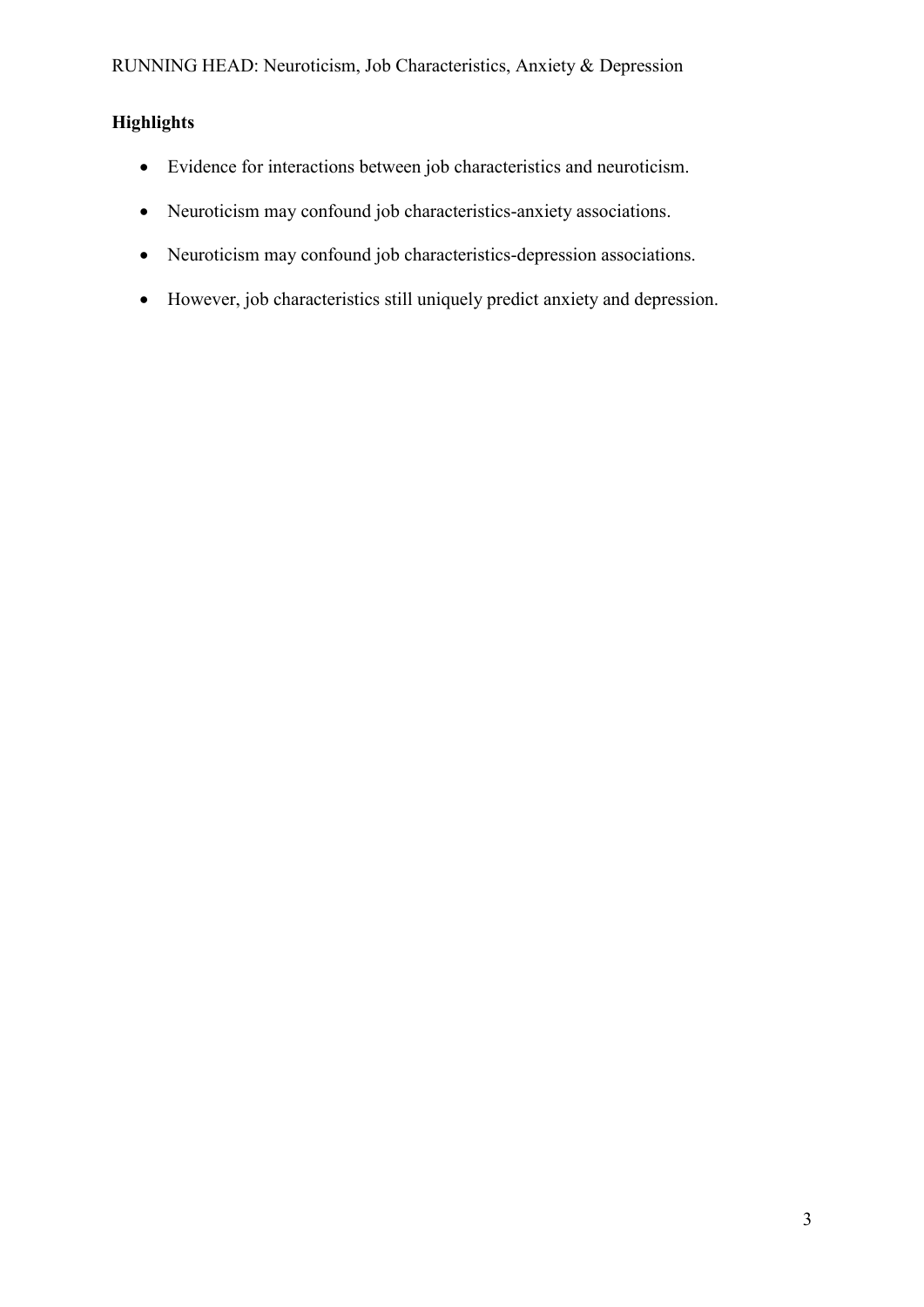**Highlights**

- Evidence for interactions between job characteristics and neuroticism.
- Neuroticism may confound job characteristics-anxiety associations.
- Neuroticism may confound job characteristics-depression associations.
- However, job characteristics still uniquely predict anxiety and depression.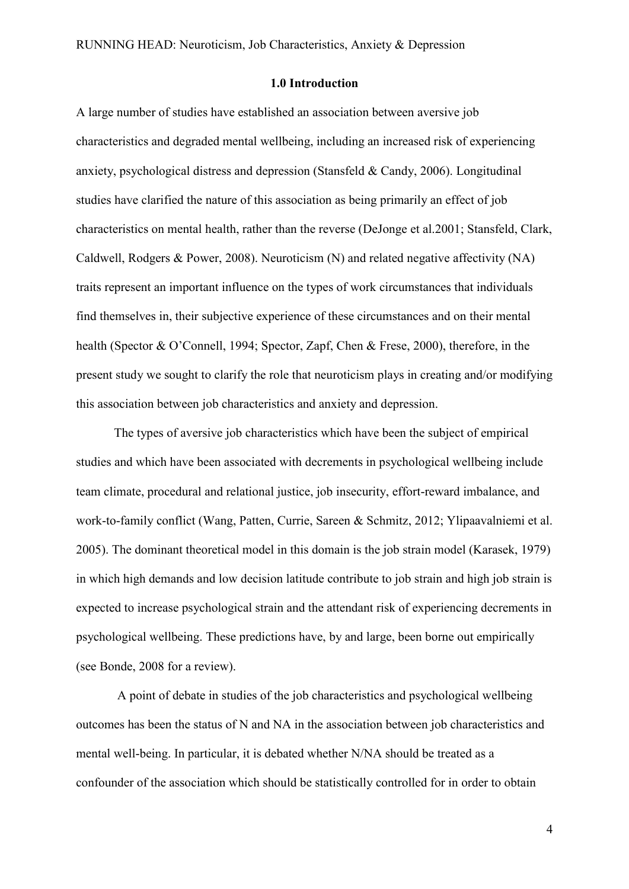## 1.0 Introduction

A large number of studies have established an association between aversive job characteristics and degraded mental wellbeing, including an increased risk of experiencing anxiety, psychological distress and depression (Stansfeld & Candy, 2006). Longitudinal studies have clarified the nature of this association as being primarily an effect of job characteristics on mental health, rather than the reverse (DeJonge et al.2001; Stansfeld, Clark, Caldwell, Rodgers & Power, 2008). Neuroticism (N) and related negative affectivity (NA) traits represent an important influence on the types of work circumstances that individuals find themselves in, their subjective experience of these circumstances and on their mental health (Spector & O'Connell, 1994; Spector, Zapf, Chen & Frese, 2000), therefore, in the present study we sought to clarify the role that neuroticism plays in creating and/or modifying this association between job characteristics and anxiety and depression.

The types of aversive job characteristics which have been the subject of empirical studies and which have been associated with decrements in psychological wellbeing include team climate, procedural and relational justice, job insecurity, effort-reward imbalance, and work-to-family conflict (Wang, Patten, Currie, Sareen & Schmitz, 2012; Ylipaavalniemi et al. 2005). The dominant theoretical model in this domain is the job strain model (Karasek, 1979) in which high demands and low decision latitude contribute to job strain and high job strain is expected to increase psychological strain and the attendant risk of experiencing decrements in psychological wellbeing. These predictions have, by and large, been borne out empirically (see Bonde, 2008 for a review).

A point of debate in studies of the job characteristics and psychological wellbeing outcomes has been the status of N and NA in the association between job characteristics and mental well-being. In particular, it is debated whether N/NA should be treated as a confounder of the association which should be statistically controlled for in order to obtain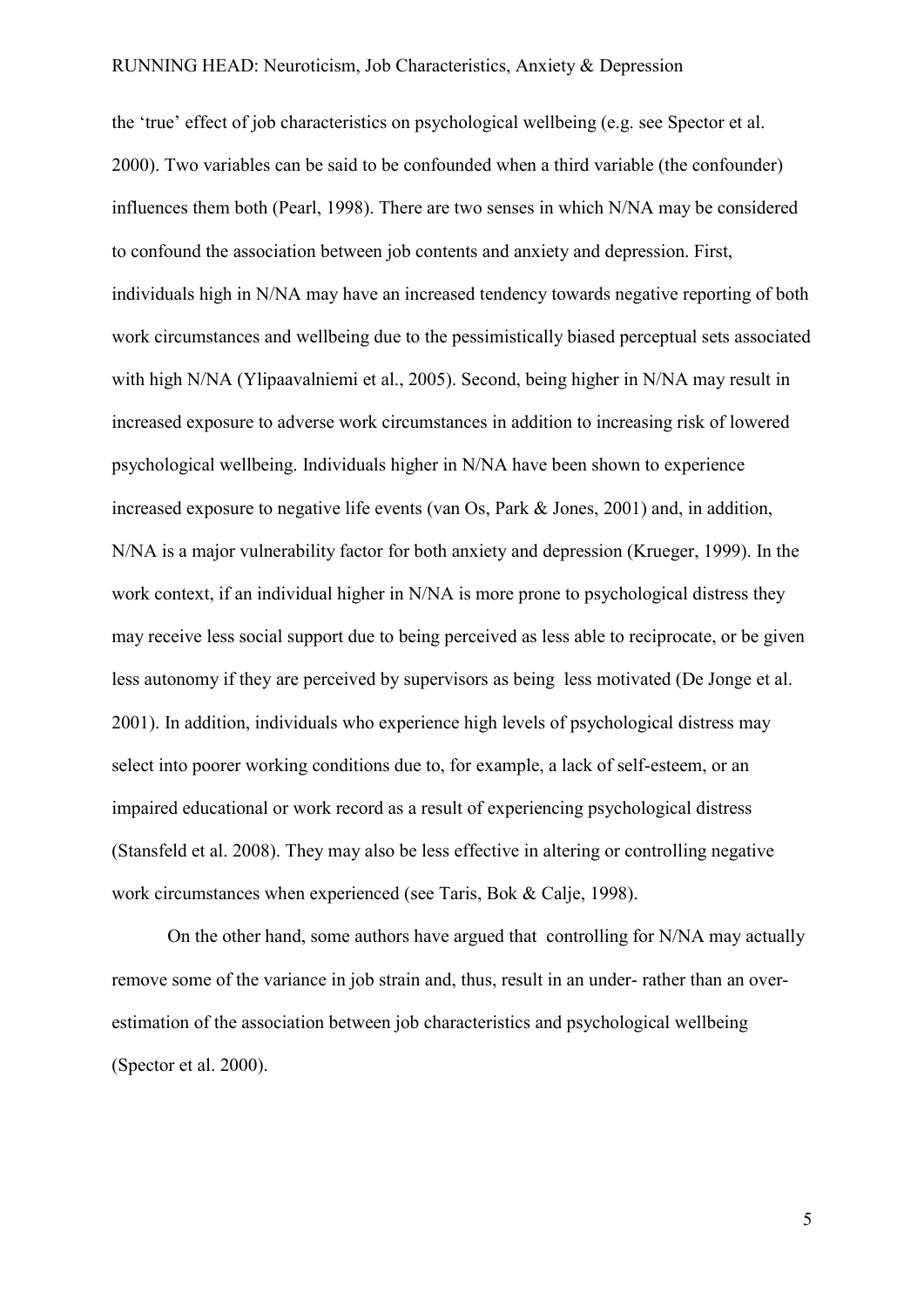the 'true' effect of job characteristics on psychological wellbeing (e.g. see Spector et al. 2000). Two variables can be said to be confounded when a third variable (the confounder) influences them both (Pearl, 1998). There are two senses in which N/NA may be considered to confound the association between job contents and anxiety and depression. First, individuals high in N/NA may have an increased tendency towards negative reporting of both work circumstances and wellbeing due to the pessimistically biased perceptual sets associated with high N/NA (Ylipaavalniemi et al., 2005). Second, being higher in N/NA may result in increased exposure to adverse work circumstances in addition to increasing risk of lowered psychological wellbeing. Individuals higher in N/NA have been shown to experience increased exposure to negative life events (van Os, Park & Jones, 2001) and, in addition, N/NA is a major vulnerability factor for both anxiety and depression (Krueger, 1999). In the work context, if an individual higher in N/NA is more prone to psychological distress they may receive less social support due to being perceived as less able to reciprocate, or be given less autonomy if they are perceived by supervisors as being less motivated (De Jonge et al. 2001). In addition, individuals who experience high levels of psychological distress may select into poorer working conditions due to, for example, a lack of self-esteem, or an impaired educational or work record as a result of experiencing psychological distress (Stansfeld et al. 2008). They may also be less effective in altering or controlling negative work circumstances when experienced (see Taris, Bok & Calje, 1998).

On the other hand, some authors have argued that controlling for N/NA may actually remove some of the variance in job strain and, thus, result in an under- rather than an over-estimation of the association between job characteristics and psychological wellbeing (Spector et al. 2000).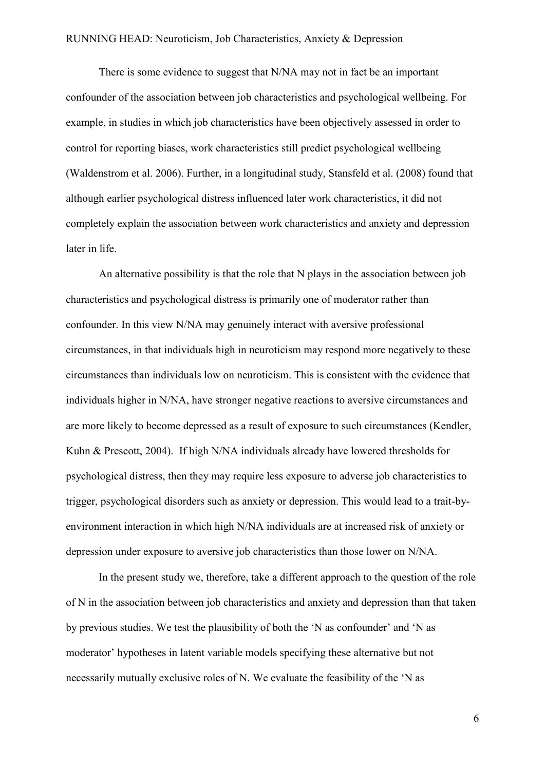There is some evidence to suggest that N/NA may not in fact be an important confounder of the association between job characteristics and psychological wellbeing. For example, in studies in which job characteristics have been objectively assessed in order to control for reporting biases, work characteristics still predict psychological wellbeing (Waldenstrom et al. 2006). Further, in a longitudinal study, Stansfeld et al. (2008) found that although earlier psychological distress influenced later work characteristics, it did not completely explain the association between work characteristics and anxiety and depression later in life.

An alternative possibility is that the role that N plays in the association between job characteristics and psychological distress is primarily one of moderator rather than confounder. In this view N/NA may genuinely interact with aversive professional circumstances, in that individuals high in neuroticism may respond more negatively to these circumstances than individuals low on neuroticism. This is consistent with the evidence that individuals higher in N/NA, have stronger negative reactions to aversive circumstances and are more likely to become depressed as a result of exposure to such circumstances (Kendler, Kuhn & Prescott, 2004). If high N/NA individuals already have lowered thresholds for psychological distress, then they may require less exposure to adverse job characteristics to trigger, psychological disorders such as anxiety or depression. This would lead to a trait-by-environment interaction in which high N/NA individuals are at increased risk of anxiety or depression under exposure to aversive job characteristics than those lower on N/NA.

In the present study we, therefore, take a different approach to the question of the role of N in the association between job characteristics and anxiety and depression than that taken by previous studies. We test the plausibility of both the 'N as confounder' and 'N as moderator' hypotheses in latent variable models specifying these alternative but not necessarily mutually exclusive roles of N. We evaluate the feasibility of the 'N as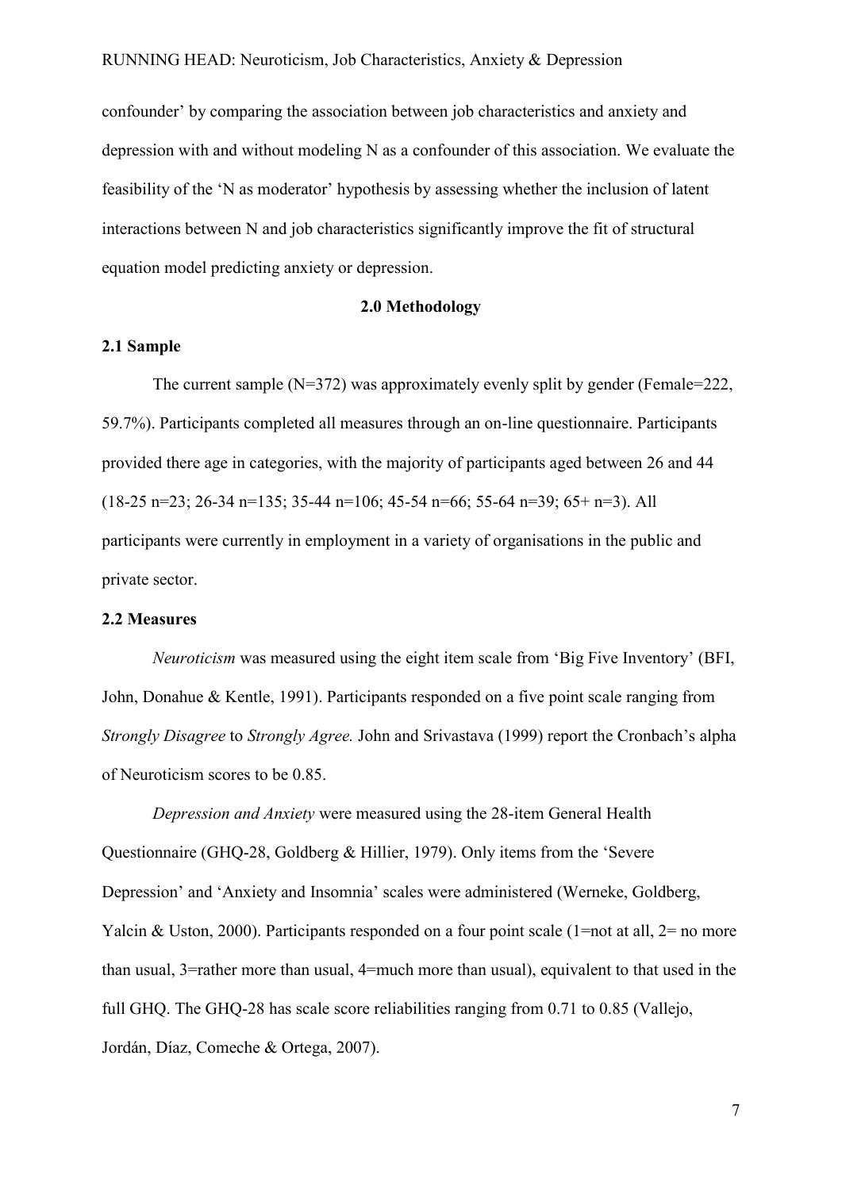confounder' by comparing the association between job characteristics and anxiety and depression with and without modeling N as a confounder of this association. We evaluate the feasibility of the 'N as moderator' hypothesis by assessing whether the inclusion of latent interactions between N and job characteristics significantly improve the fit of structural equation model predicting anxiety or depression.

## 2.0 Methodology

### 2.1 Sample

The current sample (N=372) was approximately evenly split by gender (Female=222, 59.7%). Participants completed all measures through an on-line questionnaire. Participants provided there age in categories, with the majority of participants aged between 26 and 44 (18-25 n=23; 26-34 n=135; 35-44 n=106; 45-54 n=66; 55-64 n=39; 65+ n=3). All participants were currently in employment in a variety of organisations in the public and private sector.

### 2.2 Measures

*Neuroticism* was measured using the eight item scale from 'Big Five Inventory' (BFI, John, Donahue & Kentle, 1991). Participants responded on a five point scale ranging from *Strongly Disagree* to *Strongly Agree.* John and Srivastava (1999) report the Cronbach's alpha of Neuroticism scores to be 0.85.

*Depression and Anxiety* were measured using the 28-item General Health Questionnaire (GHQ-28, Goldberg & Hillier, 1979). Only items from the 'Severe Depression' and 'Anxiety and Insomnia' scales were administered (Werneke, Goldberg, Yalcin & Uston, 2000). Participants responded on a four point scale (1=not at all, 2= no more than usual, 3=rather more than usual, 4=much more than usual), equivalent to that used in the full GHQ. The GHQ-28 has scale score reliabilities ranging from 0.71 to 0.85 (Vallejo, Jordán, Díaz, Comeche & Ortega, 2007).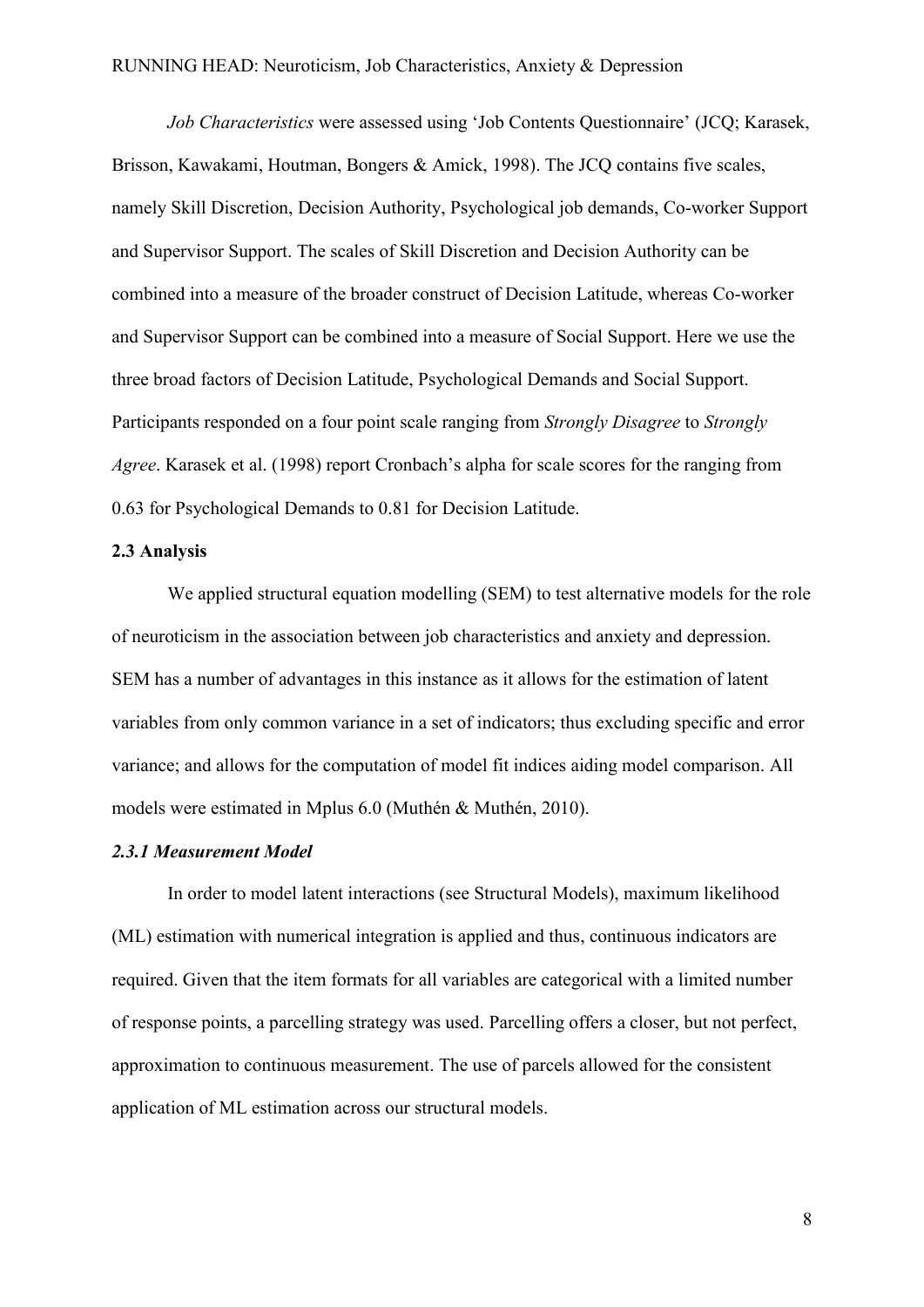*Job Characteristics* were assessed using 'Job Contents Questionnaire' (JCQ; Karasek, Brisson, Kawakami, Houtman, Bongers & Amick, 1998). The JCQ contains five scales, namely Skill Discretion, Decision Authority, Psychological job demands, Co-worker Support and Supervisor Support. The scales of Skill Discretion and Decision Authority can be combined into a measure of the broader construct of Decision Latitude, whereas Co-worker and Supervisor Support can be combined into a measure of Social Support. Here we use the three broad factors of Decision Latitude, Psychological Demands and Social Support. Participants responded on a four point scale ranging from *Strongly Disagree* to *Strongly Agree*. Karasek et al. (1998) report Cronbach's alpha for scale scores for the ranging from 0.63 for Psychological Demands to 0.81 for Decision Latitude.

### 2.3 Analysis

We applied structural equation modelling (SEM) to test alternative models for the role of neuroticism in the association between job characteristics and anxiety and depression. SEM has a number of advantages in this instance as it allows for the estimation of latent variables from only common variance in a set of indicators; thus excluding specific and error variance; and allows for the computation of model fit indices aiding model comparison. All models were estimated in Mplus 6.0 (Muthén & Muthén, 2010).

#### *2.3.1 Measurement Model*

In order to model latent interactions (see Structural Models), maximum likelihood (ML) estimation with numerical integration is applied and thus, continuous indicators are required. Given that the item formats for all variables are categorical with a limited number of response points, a parcelling strategy was used. Parcelling offers a closer, but not perfect, approximation to continuous measurement. The use of parcels allowed for the consistent application of ML estimation across our structural models.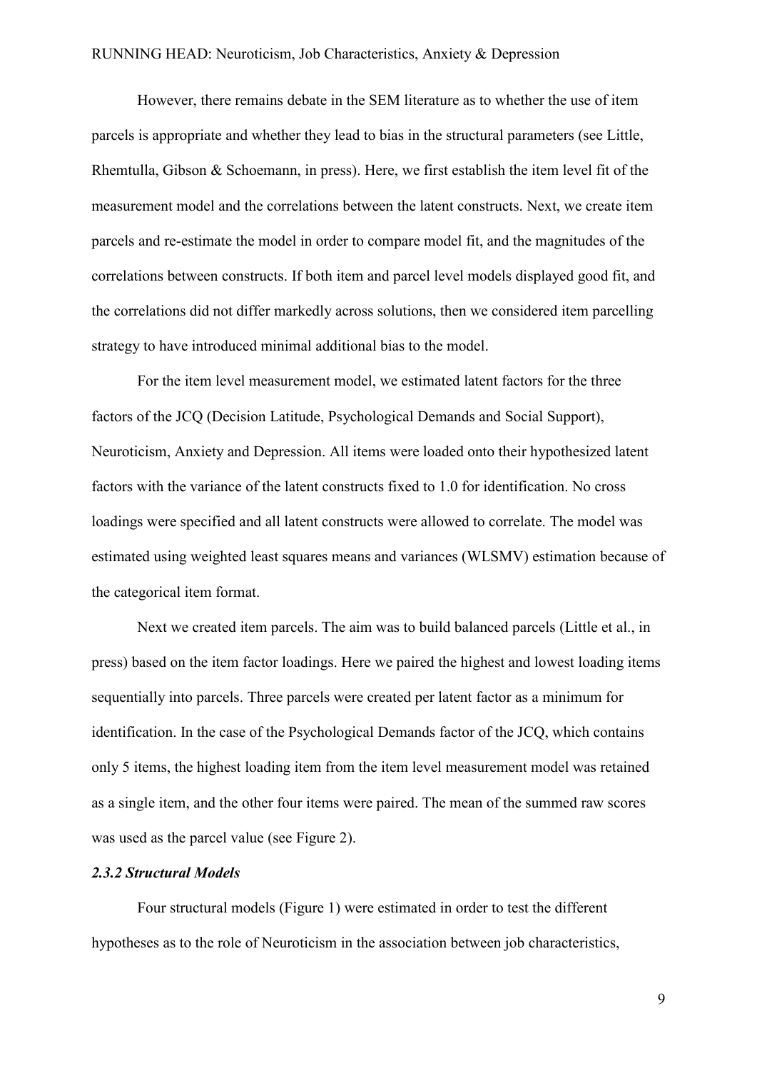However, there remains debate in the SEM literature as to whether the use of item parcels is appropriate and whether they lead to bias in the structural parameters (see Little, Rhemtulla, Gibson & Schoemann, in press). Here, we first establish the item level fit of the measurement model and the correlations between the latent constructs. Next, we create item parcels and re-estimate the model in order to compare model fit, and the magnitudes of the correlations between constructs. If both item and parcel level models displayed good fit, and the correlations did not differ markedly across solutions, then we considered item parcelling strategy to have introduced minimal additional bias to the model.

For the item level measurement model, we estimated latent factors for the three factors of the JCQ (Decision Latitude, Psychological Demands and Social Support), Neuroticism, Anxiety and Depression. All items were loaded onto their hypothesized latent factors with the variance of the latent constructs fixed to 1.0 for identification. No cross loadings were specified and all latent constructs were allowed to correlate. The model was estimated using weighted least squares means and variances (WLSMV) estimation because of the categorical item format.

Next we created item parcels. The aim was to build balanced parcels (Little et al., in press) based on the item factor loadings. Here we paired the highest and lowest loading items sequentially into parcels. Three parcels were created per latent factor as a minimum for identification. In the case of the Psychological Demands factor of the JCQ, which contains only 5 items, the highest loading item from the item level measurement model was retained as a single item, and the other four items were paired. The mean of the summed raw scores was used as the parcel value (see Figure 2).

### *2.3.2 Structural Models*

Four structural models (Figure 1) were estimated in order to test the different hypotheses as to the role of Neuroticism in the association between job characteristics,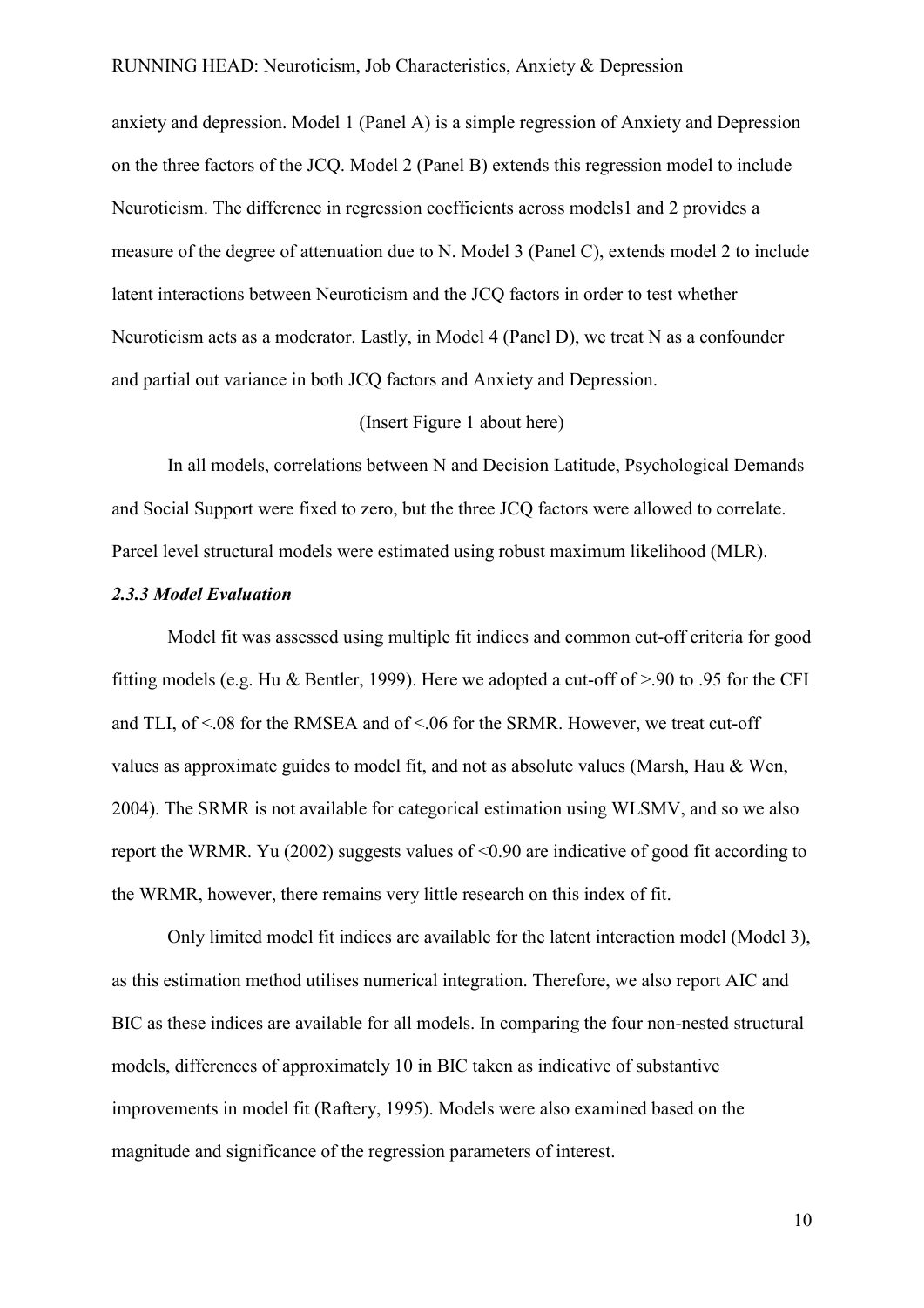anxiety and depression. Model 1 (Panel A) is a simple regression of Anxiety and Depression on the three factors of the JCQ. Model 2 (Panel B) extends this regression model to include Neuroticism. The difference in regression coefficients across models1 and 2 provides a measure of the degree of attenuation due to N. Model 3 (Panel C), extends model 2 to include latent interactions between Neuroticism and the JCQ factors in order to test whether Neuroticism acts as a moderator. Lastly, in Model 4 (Panel D), we treat N as a confounder and partial out variance in both JCQ factors and Anxiety and Depression.

(Insert Figure 1 about here)

In all models, correlations between N and Decision Latitude, Psychological Demands and Social Support were fixed to zero, but the three JCQ factors were allowed to correlate. Parcel level structural models were estimated using robust maximum likelihood (MLR).

### *2.3.3 Model Evaluation*

Model fit was assessed using multiple fit indices and common cut-off criteria for good fitting models (e.g. Hu & Bentler, 1999). Here we adopted a cut-off of >.90 to .95 for the CFI and TLI, of <.08 for the RMSEA and of <.06 for the SRMR. However, we treat cut-off values as approximate guides to model fit, and not as absolute values (Marsh, Hau & Wen, 2004). The SRMR is not available for categorical estimation using WLSMV, and so we also report the WRMR. Yu (2002) suggests values of <0.90 are indicative of good fit according to the WRMR, however, there remains very little research on this index of fit.

Only limited model fit indices are available for the latent interaction model (Model 3), as this estimation method utilises numerical integration. Therefore, we also report AIC and BIC as these indices are available for all models. In comparing the four non-nested structural models, differences of approximately 10 in BIC taken as indicative of substantive improvements in model fit (Raftery, 1995). Models were also examined based on the magnitude and significance of the regression parameters of interest.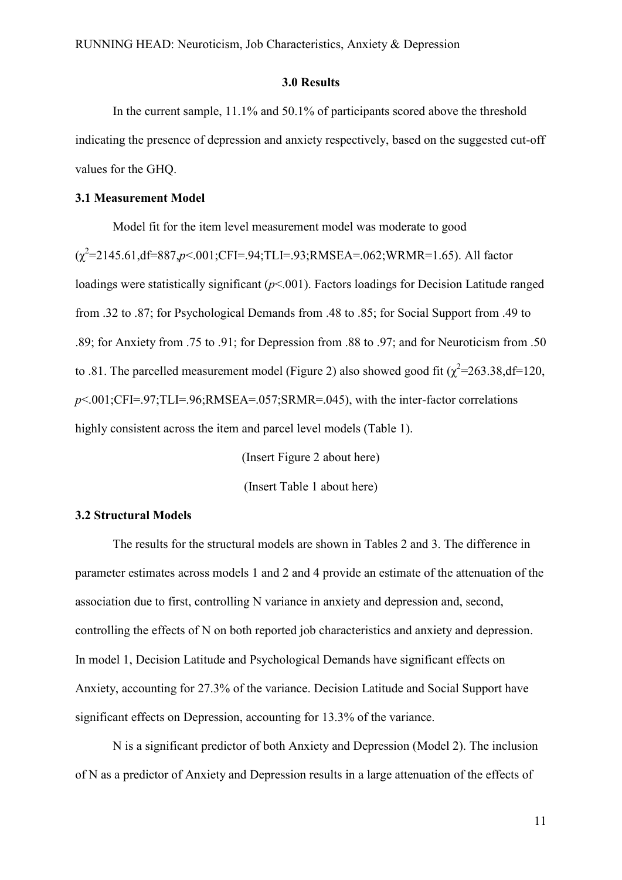## 3.0 Results

In the current sample, 11.1% and 50.1% of participants scored above the threshold indicating the presence of depression and anxiety respectively, based on the suggested cut-off values for the GHQ.

### 3.1 Measurement Model

Model fit for the item level measurement model was moderate to good ($\chi^2$=2145.61,df=887,*p*<.001;CFI=.94;TLI=.93;RMSEA=.062;WRMR=1.65). All factor loadings were statistically significant (*p*<.001). Factors loadings for Decision Latitude ranged from .32 to .87; for Psychological Demands from .48 to .85; for Social Support from .49 to .89; for Anxiety from .75 to .91; for Depression from .88 to .97; and for Neuroticism from .50 to .81. The parcelled measurement model (Figure 2) also showed good fit ($\chi^2$=263.38,df=120, *p*<.001;CFI=.97;TLI=.96;RMSEA=.057;SRMR=.045), with the inter-factor correlations highly consistent across the item and parcel level models (Table 1).

(Insert Figure 2 about here)

(Insert Table 1 about here)

### 3.2 Structural Models

The results for the structural models are shown in Tables 2 and 3. The difference in parameter estimates across models 1 and 2 and 4 provide an estimate of the attenuation of the association due to first, controlling N variance in anxiety and depression and, second, controlling the effects of N on both reported job characteristics and anxiety and depression. In model 1, Decision Latitude and Psychological Demands have significant effects on Anxiety, accounting for 27.3% of the variance. Decision Latitude and Social Support have significant effects on Depression, accounting for 13.3% of the variance.

N is a significant predictor of both Anxiety and Depression (Model 2). The inclusion of N as a predictor of Anxiety and Depression results in a large attenuation of the effects of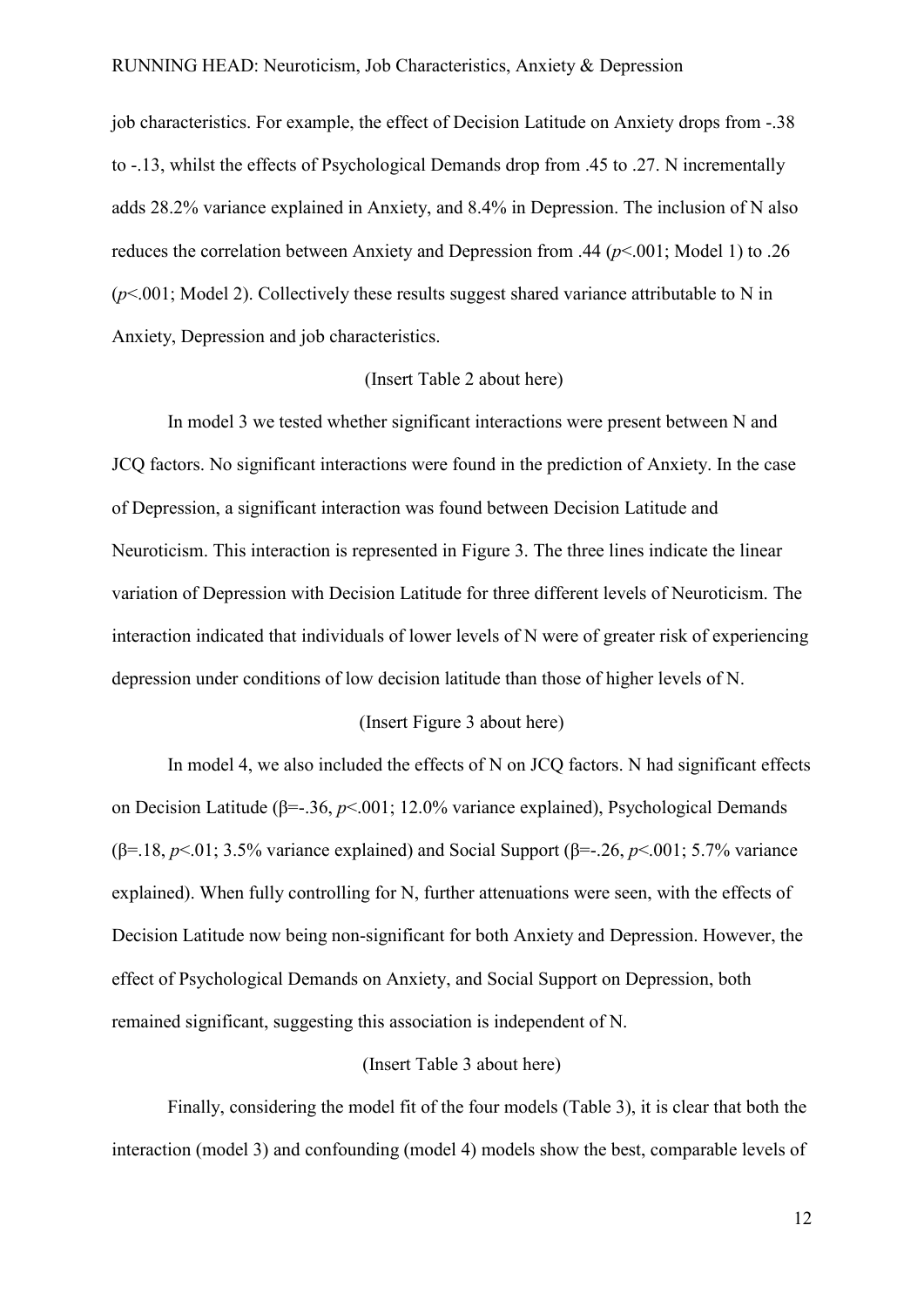job characteristics. For example, the effect of Decision Latitude on Anxiety drops from -.38 to -.13, whilst the effects of Psychological Demands drop from .45 to .27. N incrementally adds 28.2% variance explained in Anxiety, and 8.4% in Depression. The inclusion of N also reduces the correlation between Anxiety and Depression from .44 ($p$<.001; Model 1) to .26 ($p$<.001; Model 2). Collectively these results suggest shared variance attributable to N in Anxiety, Depression and job characteristics.

(Insert Table 2 about here)

In model 3 we tested whether significant interactions were present between N and JCQ factors. No significant interactions were found in the prediction of Anxiety. In the case of Depression, a significant interaction was found between Decision Latitude and Neuroticism. This interaction is represented in Figure 3. The three lines indicate the linear variation of Depression with Decision Latitude for three different levels of Neuroticism. The interaction indicated that individuals of lower levels of N were of greater risk of experiencing depression under conditions of low decision latitude than those of higher levels of N.

(Insert Figure 3 about here)

In model 4, we also included the effects of N on JCQ factors. N had significant effects on Decision Latitude (β=-.36, $p$<.001; 12.0% variance explained), Psychological Demands (β=.18, $p$<.01; 3.5% variance explained) and Social Support (β=-.26, $p$<.001; 5.7% variance explained). When fully controlling for N, further attenuations were seen, with the effects of Decision Latitude now being non-significant for both Anxiety and Depression. However, the effect of Psychological Demands on Anxiety, and Social Support on Depression, both remained significant, suggesting this association is independent of N.

(Insert Table 3 about here)

Finally, considering the model fit of the four models (Table 3), it is clear that both the interaction (model 3) and confounding (model 4) models show the best, comparable levels of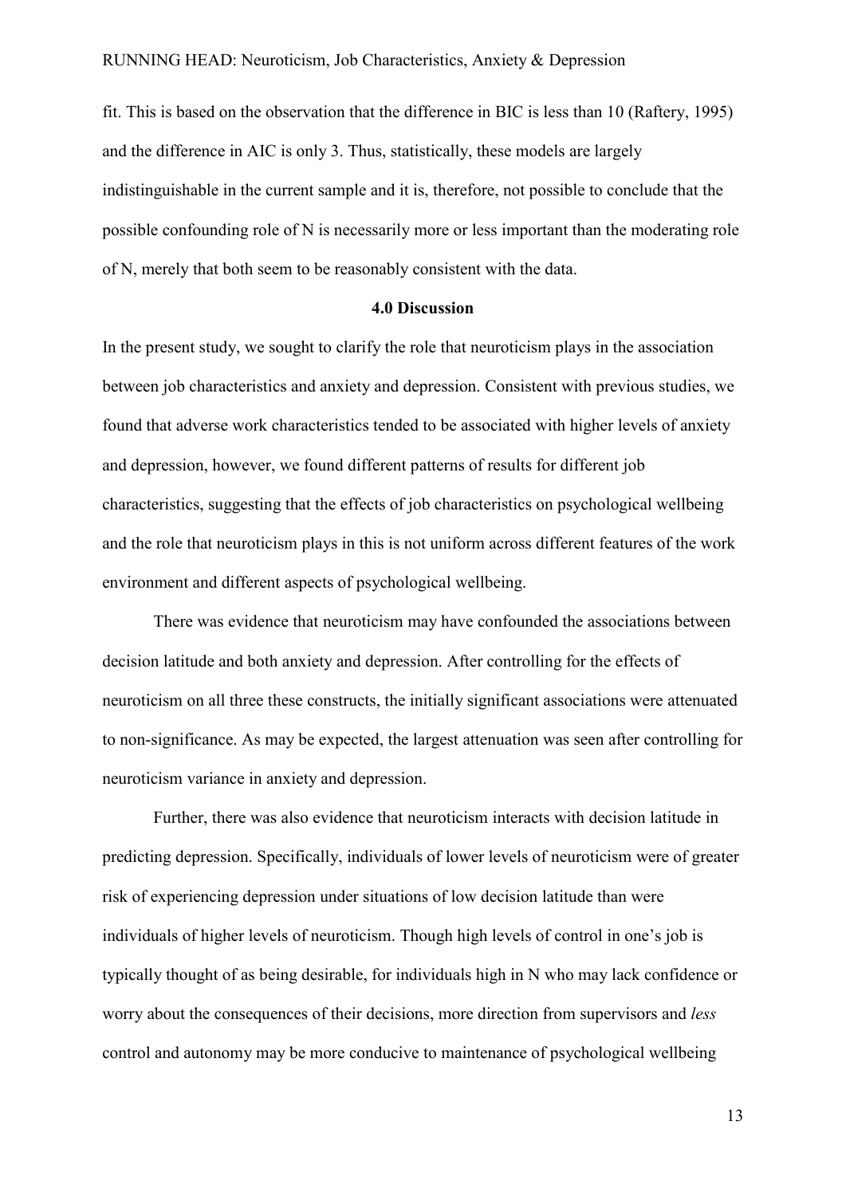fit. This is based on the observation that the difference in BIC is less than 10 (Raftery, 1995) and the difference in AIC is only 3. Thus, statistically, these models are largely indistinguishable in the current sample and it is, therefore, not possible to conclude that the possible confounding role of N is necessarily more or less important than the moderating role of N, merely that both seem to be reasonably consistent with the data.

## 4.0 Discussion

In the present study, we sought to clarify the role that neuroticism plays in the association between job characteristics and anxiety and depression. Consistent with previous studies, we found that adverse work characteristics tended to be associated with higher levels of anxiety and depression, however, we found different patterns of results for different job characteristics, suggesting that the effects of job characteristics on psychological wellbeing and the role that neuroticism plays in this is not uniform across different features of the work environment and different aspects of psychological wellbeing.

There was evidence that neuroticism may have confounded the associations between decision latitude and both anxiety and depression. After controlling for the effects of neuroticism on all three these constructs, the initially significant associations were attenuated to non-significance. As may be expected, the largest attenuation was seen after controlling for neuroticism variance in anxiety and depression.

Further, there was also evidence that neuroticism interacts with decision latitude in predicting depression. Specifically, individuals of lower levels of neuroticism were of greater risk of experiencing depression under situations of low decision latitude than were individuals of higher levels of neuroticism. Though high levels of control in one's job is typically thought of as being desirable, for individuals high in N who may lack confidence or worry about the consequences of their decisions, more direction from supervisors and *less* control and autonomy may be more conducive to maintenance of psychological wellbeing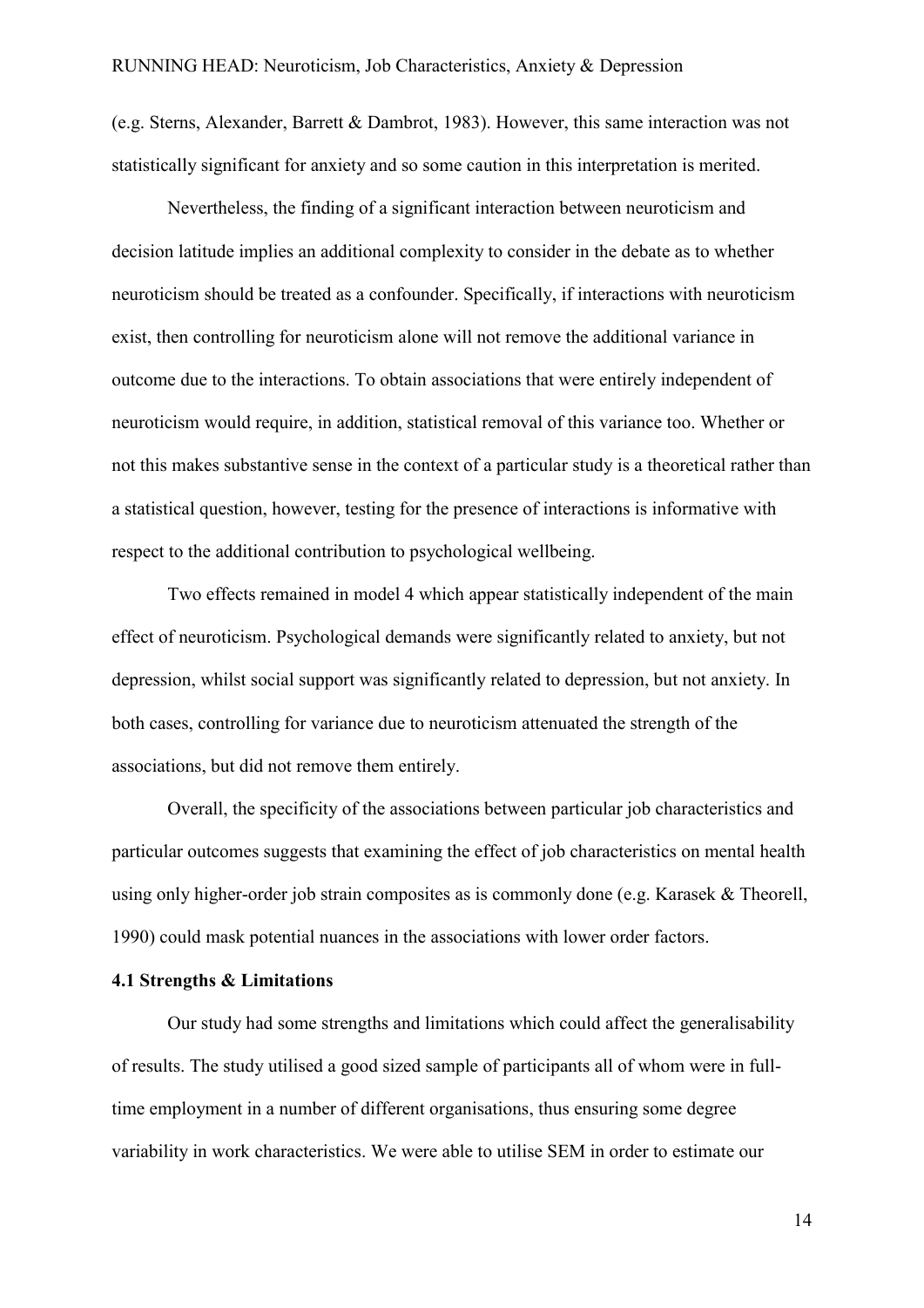(e.g. Sterns, Alexander, Barrett & Dambrot, 1983). However, this same interaction was not statistically significant for anxiety and so some caution in this interpretation is merited.

Nevertheless, the finding of a significant interaction between neuroticism and decision latitude implies an additional complexity to consider in the debate as to whether neuroticism should be treated as a confounder. Specifically, if interactions with neuroticism exist, then controlling for neuroticism alone will not remove the additional variance in outcome due to the interactions. To obtain associations that were entirely independent of neuroticism would require, in addition, statistical removal of this variance too. Whether or not this makes substantive sense in the context of a particular study is a theoretical rather than a statistical question, however, testing for the presence of interactions is informative with respect to the additional contribution to psychological wellbeing.

Two effects remained in model 4 which appear statistically independent of the main effect of neuroticism. Psychological demands were significantly related to anxiety, but not depression, whilst social support was significantly related to depression, but not anxiety. In both cases, controlling for variance due to neuroticism attenuated the strength of the associations, but did not remove them entirely.

Overall, the specificity of the associations between particular job characteristics and particular outcomes suggests that examining the effect of job characteristics on mental health using only higher-order job strain composites as is commonly done (e.g. Karasek & Theorell, 1990) could mask potential nuances in the associations with lower order factors.

**4.1 Strengths & Limitations**

Our study had some strengths and limitations which could affect the generalisability of results. The study utilised a good sized sample of participants all of whom were in full-time employment in a number of different organisations, thus ensuring some degree variability in work characteristics. We were able to utilise SEM in order to estimate our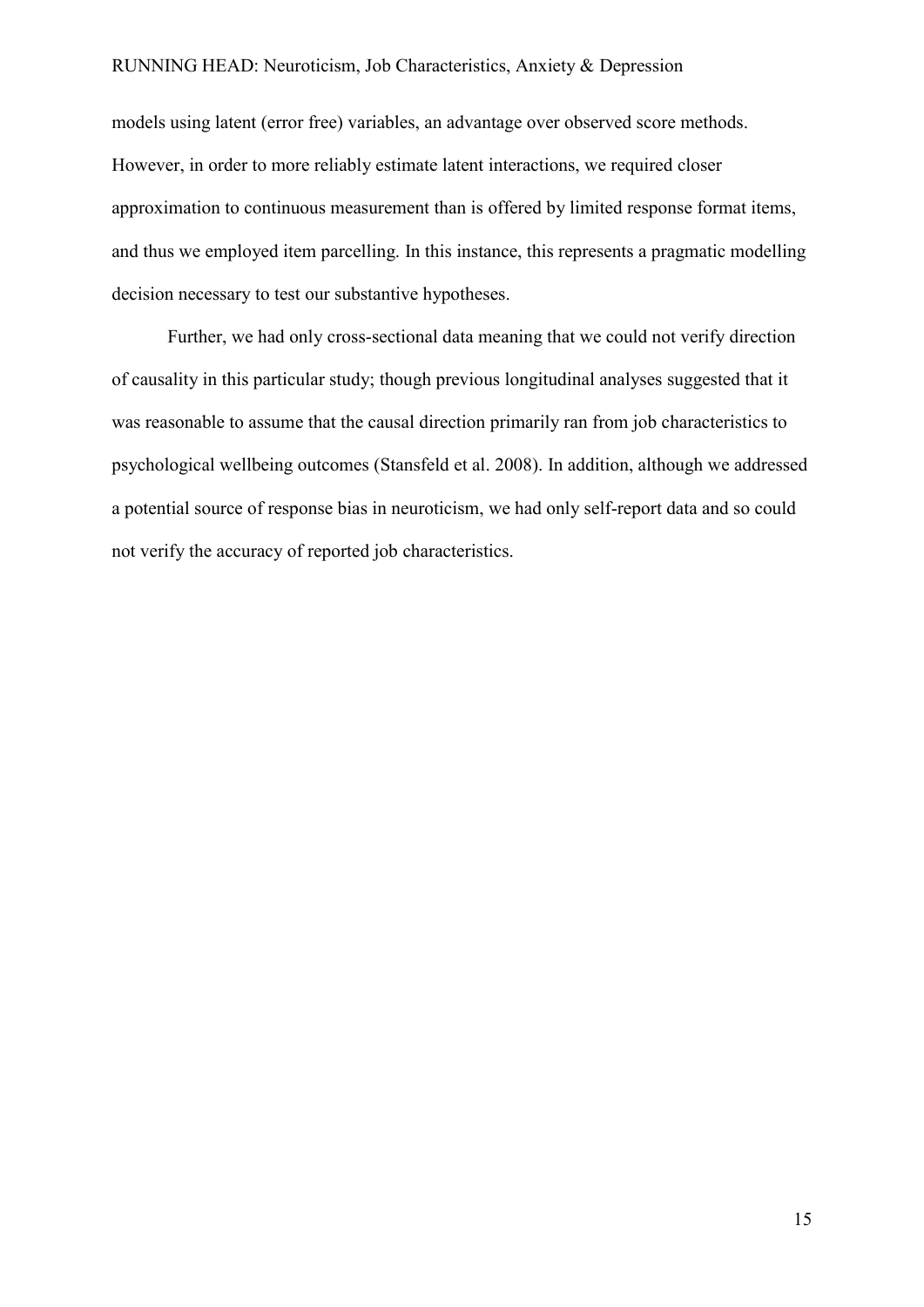models using latent (error free) variables, an advantage over observed score methods. However, in order to more reliably estimate latent interactions, we required closer approximation to continuous measurement than is offered by limited response format items, and thus we employed item parcelling. In this instance, this represents a pragmatic modelling decision necessary to test our substantive hypotheses.

Further, we had only cross-sectional data meaning that we could not verify direction of causality in this particular study; though previous longitudinal analyses suggested that it was reasonable to assume that the causal direction primarily ran from job characteristics to psychological wellbeing outcomes (Stansfeld et al. 2008). In addition, although we addressed a potential source of response bias in neuroticism, we had only self-report data and so could not verify the accuracy of reported job characteristics.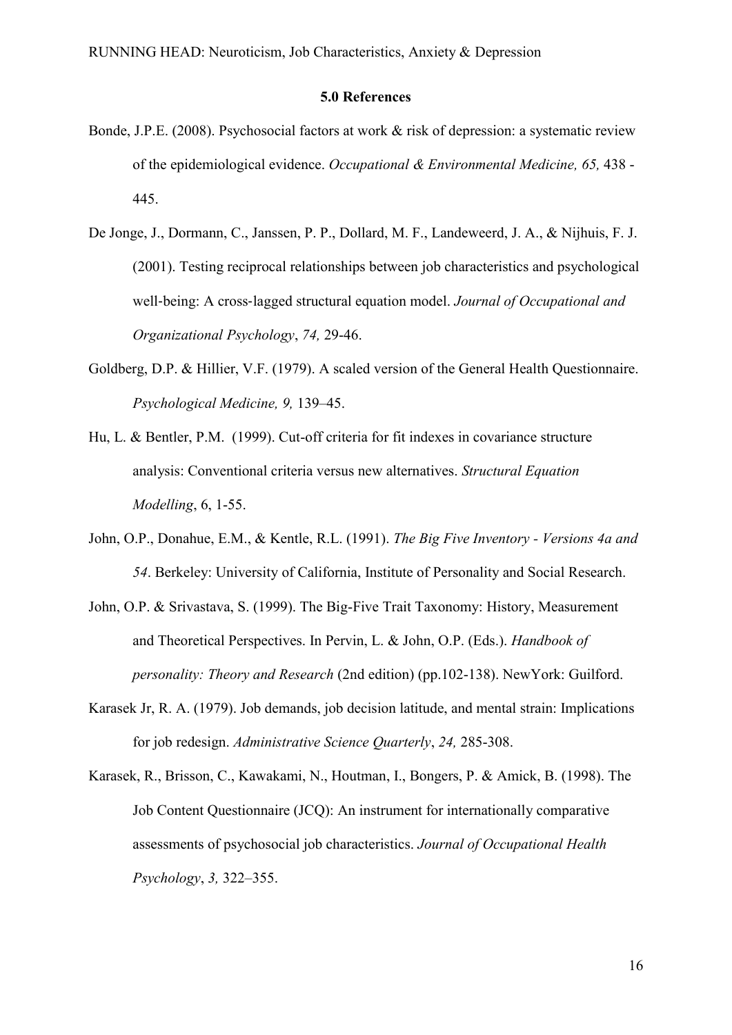## 5.0 References

Bonde, J.P.E. (2008). Psychosocial factors at work & risk of depression: a systematic review of the epidemiological evidence. *Occupational & Environmental Medicine, 65,* 438 - 445.

De Jonge, J., Dormann, C., Janssen, P. P., Dollard, M. F., Landeweerd, J. A., & Nijhuis, F. J. (2001). Testing reciprocal relationships between job characteristics and psychological well‐being: A cross‐lagged structural equation model. *Journal of Occupational and Organizational Psychology*, *74,* 29-46.

Goldberg, D.P. & Hillier, V.F. (1979). A scaled version of the General Health Questionnaire. *Psychological Medicine, 9,* 139–45.

Hu, L. & Bentler, P.M. (1999). Cut-off criteria for fit indexes in covariance structure analysis: Conventional criteria versus new alternatives. *Structural Equation Modelling*, 6, 1-55.

John, O.P., Donahue, E.M., & Kentle, R.L. (1991). *The Big Five Inventory - Versions 4a and 54*. Berkeley: University of California, Institute of Personality and Social Research.

John, O.P. & Srivastava, S. (1999). The Big-Five Trait Taxonomy: History, Measurement and Theoretical Perspectives. In Pervin, L. & John, O.P. (Eds.). *Handbook of personality: Theory and Research* (2nd edition) (pp.102-138). NewYork: Guilford.

Karasek Jr, R. A. (1979). Job demands, job decision latitude, and mental strain: Implications for job redesign. *Administrative Science Quarterly*, *24,* 285-308.

Karasek, R., Brisson, C., Kawakami, N., Houtman, I., Bongers, P. & Amick, B. (1998). The Job Content Questionnaire (JCQ): An instrument for internationally comparative assessments of psychosocial job characteristics. *Journal of Occupational Health Psychology*, *3,* 322–355.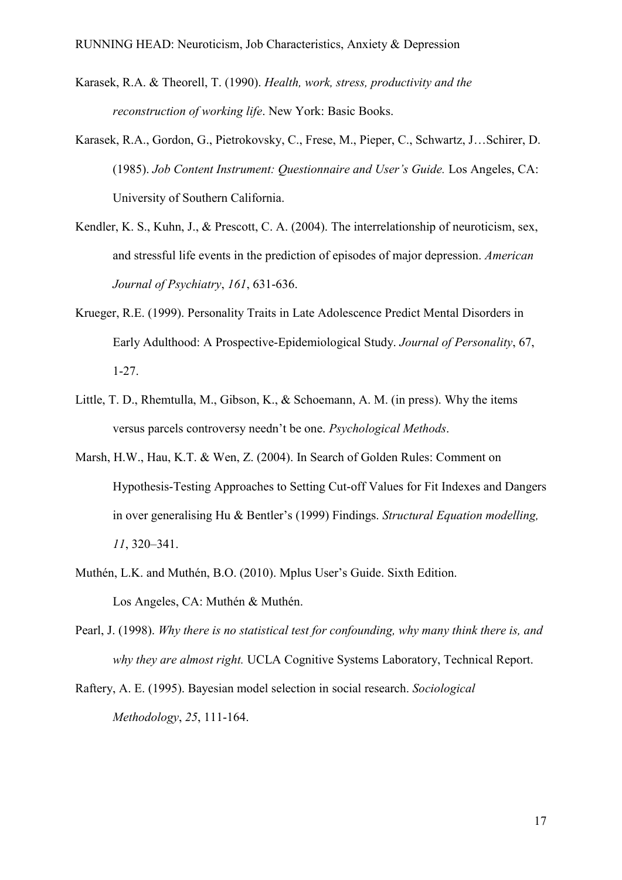Karasek, R.A. & Theorell, T. (1990). *Health, work, stress, productivity and the reconstruction of working life*. New York: Basic Books.

Karasek, R.A., Gordon, G., Pietrokovsky, C., Frese, M., Pieper, C., Schwartz, J…Schirer, D. (1985). *Job Content Instrument: Questionnaire and User's Guide.* Los Angeles, CA: University of Southern California.

Kendler, K. S., Kuhn, J., & Prescott, C. A. (2004). The interrelationship of neuroticism, sex, and stressful life events in the prediction of episodes of major depression. *American Journal of Psychiatry*, *161*, 631-636.

Krueger, R.E. (1999). Personality Traits in Late Adolescence Predict Mental Disorders in Early Adulthood: A Prospective-Epidemiological Study. *Journal of Personality*, 67, 1-27.

Little, T. D., Rhemtulla, M., Gibson, K., & Schoemann, A. M. (in press). Why the items versus parcels controversy needn't be one. *Psychological Methods*.

Marsh, H.W., Hau, K.T. & Wen, Z. (2004). In Search of Golden Rules: Comment on Hypothesis-Testing Approaches to Setting Cut-off Values for Fit Indexes and Dangers in over generalising Hu & Bentler's (1999) Findings. *Structural Equation modelling, 11*, 320–341.

Muthén, L.K. and Muthén, B.O. (2010). Mplus User's Guide. Sixth Edition. Los Angeles, CA: Muthén & Muthén.

Pearl, J. (1998). *Why there is no statistical test for confounding, why many think there is, and why they are almost right.* UCLA Cognitive Systems Laboratory, Technical Report.

Raftery, A. E. (1995). Bayesian model selection in social research. *Sociological Methodology*, *25*, 111-164.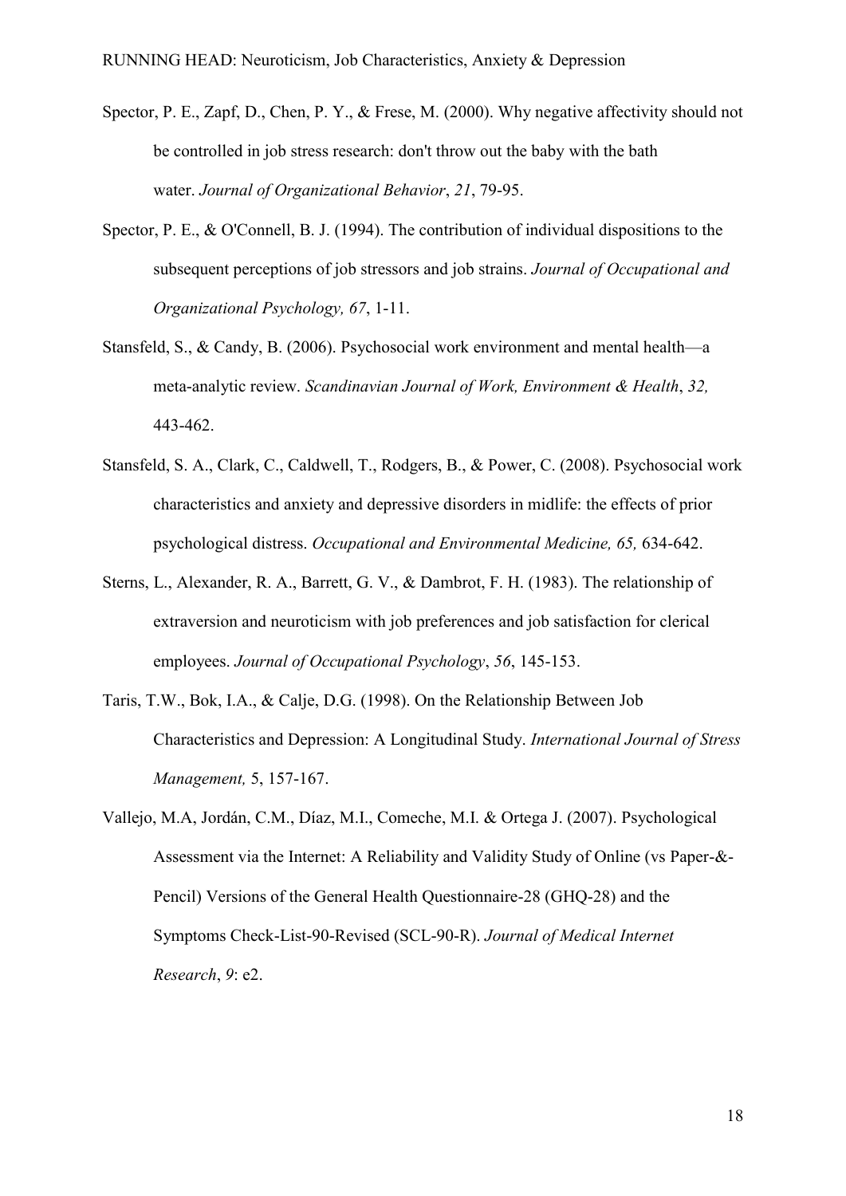Spector, P. E., Zapf, D., Chen, P. Y., & Frese, M. (2000). Why negative affectivity should not be controlled in job stress research: don't throw out the baby with the bath water. *Journal of Organizational Behavior*, *21*, 79-95.

Spector, P. E., & O'Connell, B. J. (1994). The contribution of individual dispositions to the subsequent perceptions of job stressors and job strains. *Journal of Occupational and Organizational Psychology, 67*, 1-11.

Stansfeld, S., & Candy, B. (2006). Psychosocial work environment and mental health—a meta-analytic review. *Scandinavian Journal of Work, Environment & Health*, *32,* 443-462.

Stansfeld, S. A., Clark, C., Caldwell, T., Rodgers, B., & Power, C. (2008). Psychosocial work characteristics and anxiety and depressive disorders in midlife: the effects of prior psychological distress. *Occupational and Environmental Medicine, 65,* 634-642.

Sterns, L., Alexander, R. A., Barrett, G. V., & Dambrot, F. H. (1983). The relationship of extraversion and neuroticism with job preferences and job satisfaction for clerical employees. *Journal of Occupational Psychology*, *56*, 145-153.

Taris, T.W., Bok, I.A., & Calje, D.G. (1998). On the Relationship Between Job Characteristics and Depression: A Longitudinal Study. *International Journal of Stress Management,* 5, 157-167.

Vallejo, M.A, Jordán, C.M., Díaz, M.I., Comeche, M.I. & Ortega J. (2007). Psychological Assessment via the Internet: A Reliability and Validity Study of Online (vs Paper-&-Pencil) Versions of the General Health Questionnaire-28 (GHQ-28) and the Symptoms Check-List-90-Revised (SCL-90-R). *Journal of Medical Internet Research*, *9*: e2.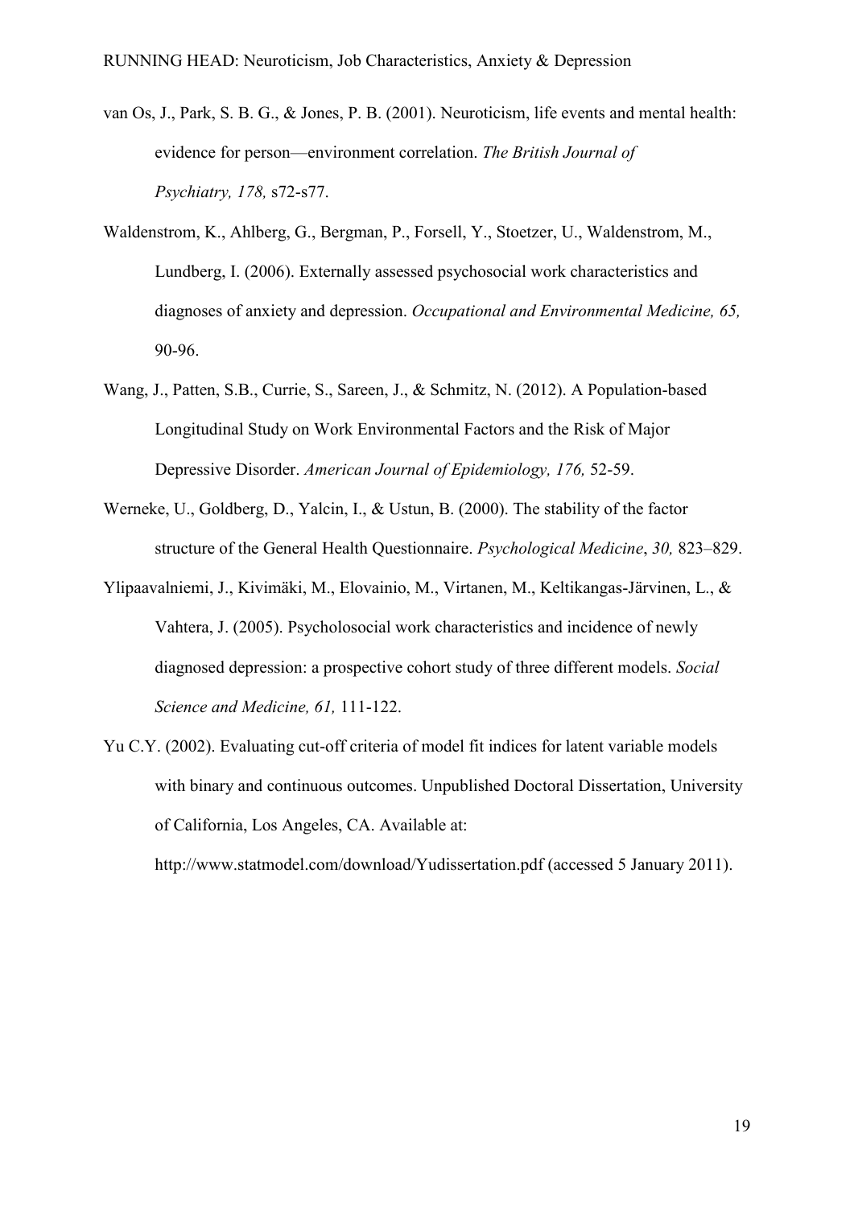van Os, J., Park, S. B. G., & Jones, P. B. (2001). Neuroticism, life events and mental health: evidence for person—environment correlation. *The British Journal of Psychiatry, 178,* s72-s77.

Waldenstrom, K., Ahlberg, G., Bergman, P., Forsell, Y., Stoetzer, U., Waldenstrom, M., Lundberg, I. (2006). Externally assessed psychosocial work characteristics and diagnoses of anxiety and depression. *Occupational and Environmental Medicine, 65,* 90-96.

Wang, J., Patten, S.B., Currie, S., Sareen, J., & Schmitz, N. (2012). A Population-based Longitudinal Study on Work Environmental Factors and the Risk of Major Depressive Disorder. *American Journal of Epidemiology, 176,* 52-59.

Werneke, U., Goldberg, D., Yalcin, I., & Ustun, B. (2000). The stability of the factor structure of the General Health Questionnaire. *Psychological Medicine*, *30,* 823–829.

Ylipaavalniemi, J., Kivimäki, M., Elovainio, M., Virtanen, M., Keltikangas-Järvinen, L., & Vahtera, J. (2005). Psycholosocial work characteristics and incidence of newly diagnosed depression: a prospective cohort study of three different models. *Social Science and Medicine, 61,* 111-122.

Yu C.Y. (2002). Evaluating cut-off criteria of model fit indices for latent variable models with binary and continuous outcomes. Unpublished Doctoral Dissertation, University of California, Los Angeles, CA. Available at: http://www.statmodel.com/download/Yudissertation.pdf (accessed 5 January 2011).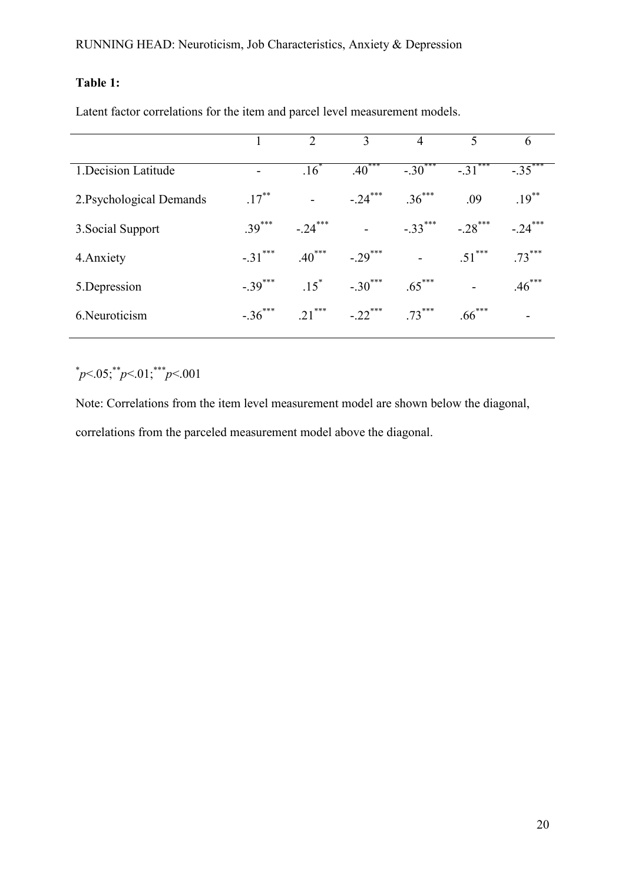**Table 1:**

Latent factor correlations for the item and parcel level measurement models.

| | 1 | 2 | 3 | 4 | 5 | 6 |
|---|---|---|---|---|---|---|
| 1.Decision Latitude | - | $.16^{*}$ | $.40^{***}$ | $-.30^{***}$ | $-.31^{***}$ | $-.35^{***}$ |
| 2.Psychological Demands | $.17^{**}$ | - | $-.24^{***}$ | $.36^{***}$ | .09 | $.19^{**}$ |
| 3.Social Support | $.39^{***}$ | $-.24^{***}$ | - | $-.33^{***}$ | $-.28^{***}$ | $-.24^{***}$ |
| 4.Anxiety | $-.31^{***}$ | $.40^{***}$ | $-.29^{***}$ | - | $.51^{***}$ | $.73^{***}$ |
| 5.Depression | $-.39^{***}$ | $.15^{*}$ | $-.30^{***}$ | $.65^{***}$ | - | $.46^{***}$ |
| 6.Neuroticism | $-.36^{***}$ | $.21^{***}$ | $-.22^{***}$ | $.73^{***}$ | $.66^{***}$ | - |

$^{*}p<.05$; $^{**}p<.01$; $^{***}p<.001$

Note: Correlations from the item level measurement model are shown below the diagonal, correlations from the parceled measurement model above the diagonal.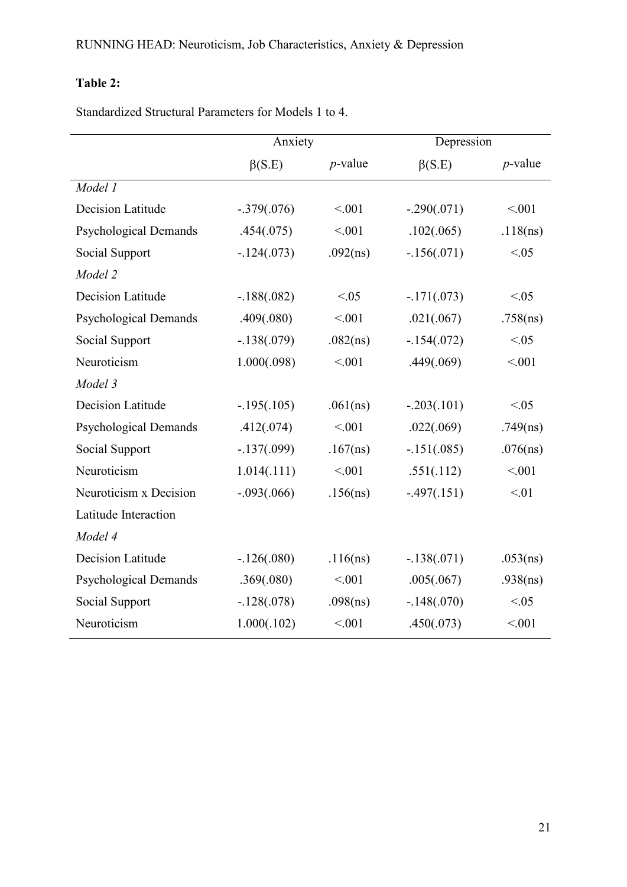**Table 2:**

Standardized Structural Parameters for Models 1 to 4.

| | Anxiety | | Depression | |
|---|---|---|---|---|
| | β(S.E) | *p*-value | β(S.E) | *p*-value |
| *Model 1* | | | | |
| Decision Latitude | -.379(.076) | <.001 | -.290(.071) | <.001 |
| Psychological Demands | .454(.075) | <.001 | .102(.065) | .118(ns) |
| Social Support | -.124(.073) | .092(ns) | -.156(.071) | <.05 |
| *Model 2* | | | | |
| Decision Latitude | -.188(.082) | <.05 | -.171(.073) | <.05 |
| Psychological Demands | .409(.080) | <.001 | .021(.067) | .758(ns) |
| Social Support | -.138(.079) | .082(ns) | -.154(.072) | <.05 |
| Neuroticism | 1.000(.098) | <.001 | .449(.069) | <.001 |
| *Model 3* | | | | |
| Decision Latitude | -.195(.105) | .061(ns) | -.203(.101) | <.05 |
| Psychological Demands | .412(.074) | <.001 | .022(.069) | .749(ns) |
| Social Support | -.137(.099) | .167(ns) | -.151(.085) | .076(ns) |
| Neuroticism | 1.014(.111) | <.001 | .551(.112) | <.001 |
| Neuroticism x Decision Latitude Interaction | -.093(.066) | .156(ns) | -.497(.151) | <.01 |
| *Model 4* | | | | |
| Decision Latitude | -.126(.080) | .116(ns) | -.138(.071) | .053(ns) |
| Psychological Demands | .369(.080) | <.001 | .005(.067) | .938(ns) |
| Social Support | -.128(.078) | .098(ns) | -.148(.070) | <.05 |
| Neuroticism | 1.000(.102) | <.001 | .450(.073) | <.001 |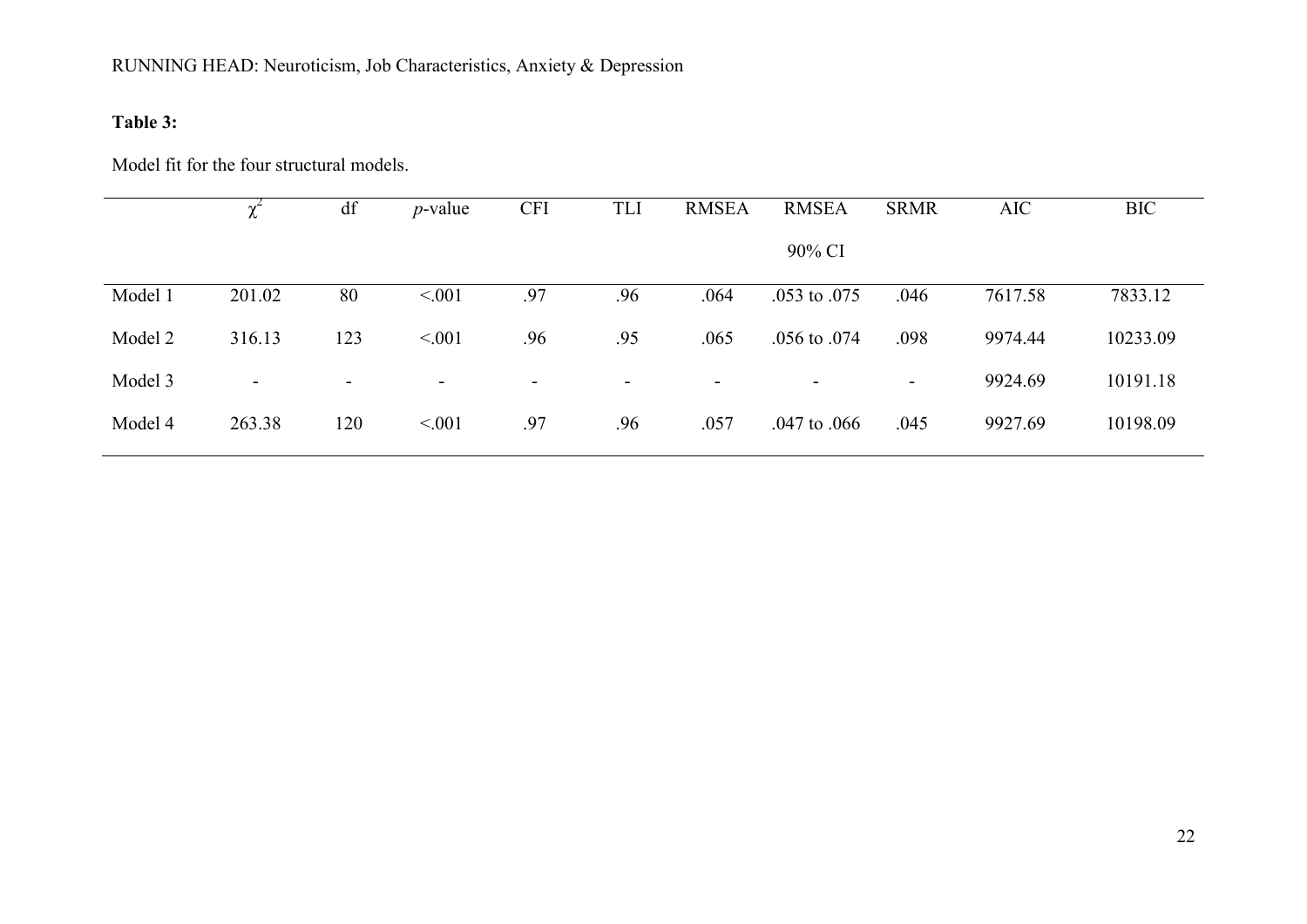**Table 3:**

Model fit for the four structural models.

| | $\chi^2$ | df | *p*-value | CFI | TLI | RMSEA | RMSEA 90% CI | SRMR | AIC | BIC |
|---|---|---|---|---|---|---|---|---|---|---|
| Model 1 | 201.02 | 80 | <.001 | .97 | .96 | .064 | .053 to .075 | .046 | 7617.58 | 7833.12 |
| Model 2 | 316.13 | 123 | <.001 | .96 | .95 | .065 | .056 to .074 | .098 | 9974.44 | 10233.09 |
| Model 3 | - | - | - | - | - | - | - | - | 9924.69 | 10191.18 |
| Model 4 | 263.38 | 120 | <.001 | .97 | .96 | .057 | .047 to .066 | .045 | 9927.69 | 10198.09 |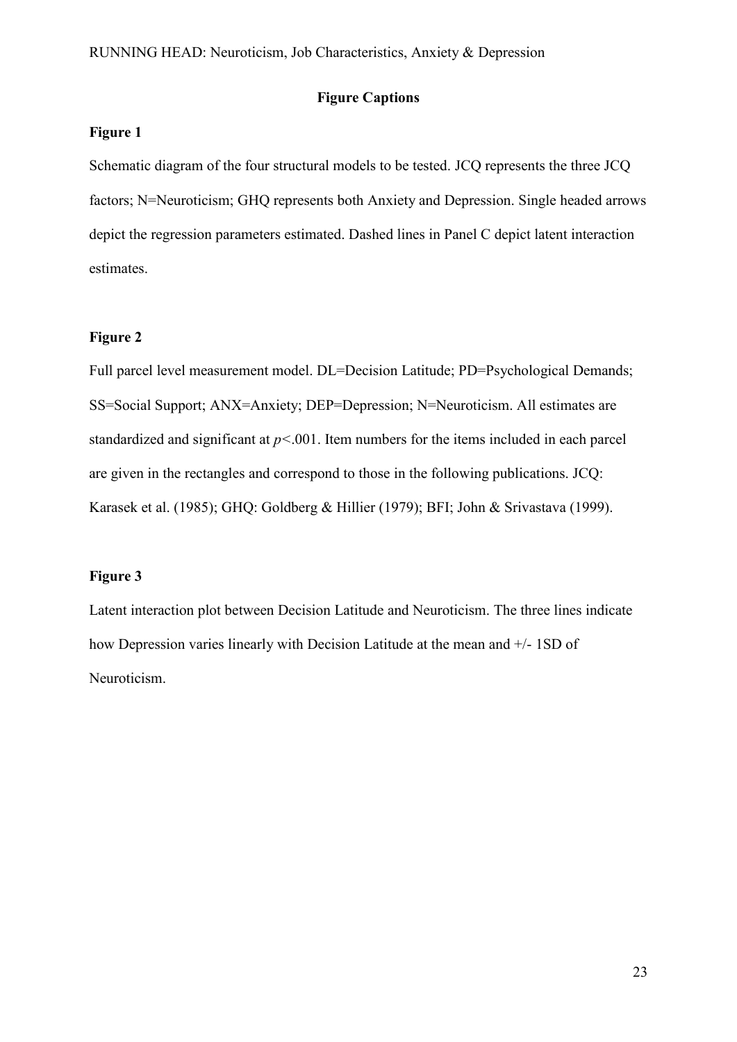## Figure Captions

### Figure 1

Schematic diagram of the four structural models to be tested. JCQ represents the three JCQ factors; N=Neuroticism; GHQ represents both Anxiety and Depression. Single headed arrows depict the regression parameters estimated. Dashed lines in Panel C depict latent interaction estimates.

### Figure 2

Full parcel level measurement model. DL=Decision Latitude; PD=Psychological Demands; SS=Social Support; ANX=Anxiety; DEP=Depression; N=Neuroticism. All estimates are standardized and significant at $p<.001$. Item numbers for the items included in each parcel are given in the rectangles and correspond to those in the following publications. JCQ: Karasek et al. (1985); GHQ: Goldberg & Hillier (1979); BFI; John & Srivastava (1999).

### Figure 3

Latent interaction plot between Decision Latitude and Neuroticism. The three lines indicate how Depression varies linearly with Decision Latitude at the mean and +/- 1SD of Neuroticism.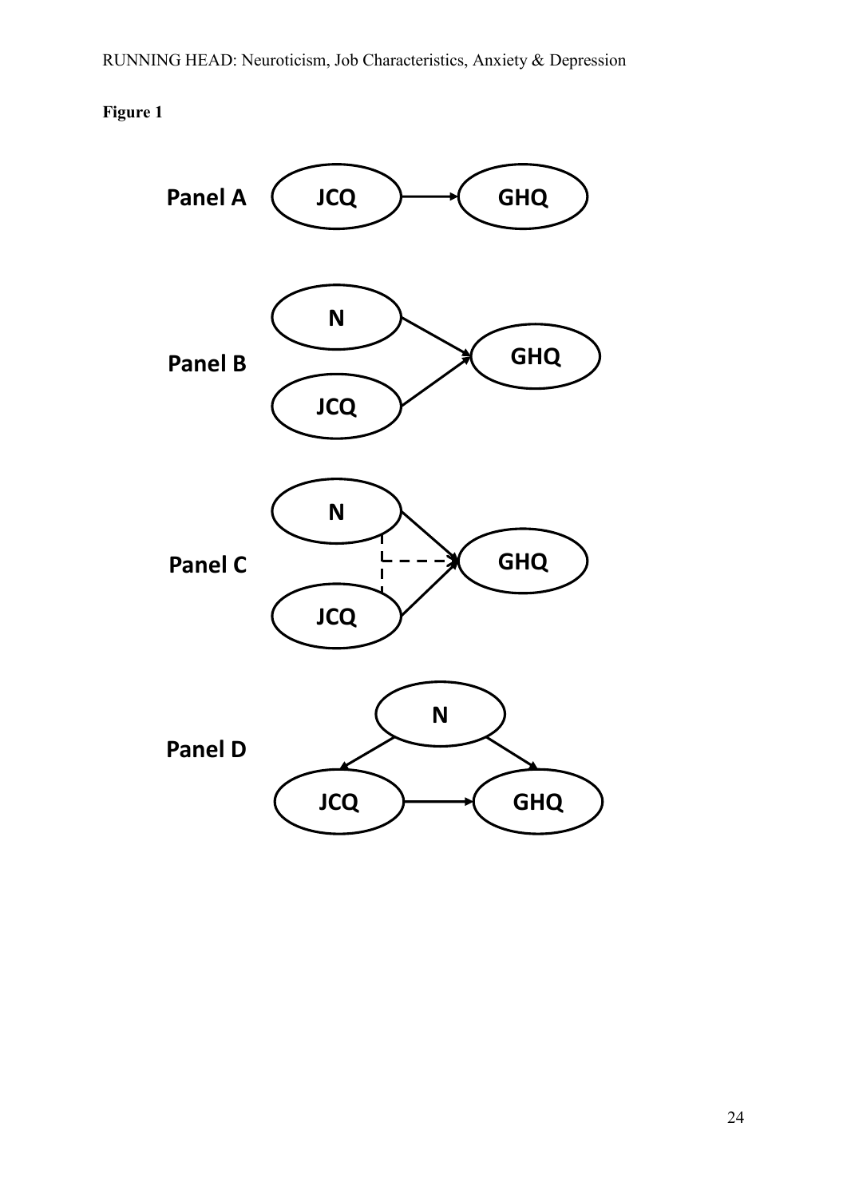**Figure 1**

Panel A

JCQ → GHQ

Panel B

N → GHQ

JCQ → GHQ

Panel C

N → GHQ

JCQ → GHQ

Panel D

N → JCQ

N → GHQ

JCQ → GHQ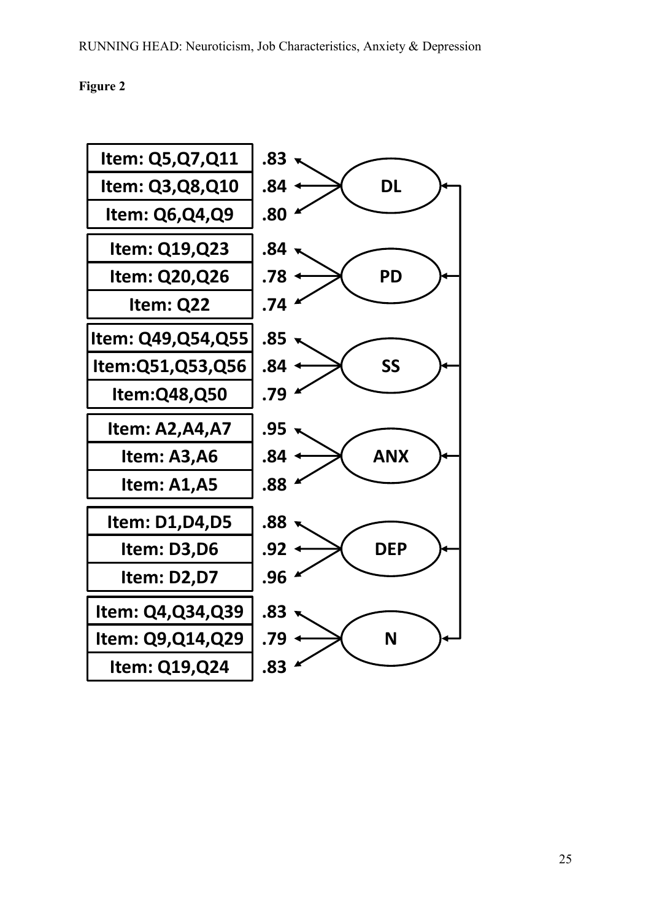**Figure 2**

| Item parcel | Loading | Factor |
| --- | --- | --- |
| Item: Q5,Q7,Q11 | .83 | DL |
| Item: Q3,Q8,Q10 | .84 | DL |
| Item: Q6,Q4,Q9 | .80 | DL |
| Item: Q19,Q23 | .84 | PD |
| Item: Q20,Q26 | .78 | PD |
| Item: Q22 | .74 | PD |
| Item: Q49,Q54,Q55 | .85 | SS |
| Item:Q51,Q53,Q56 | .84 | SS |
| Item:Q48,Q50 | .79 | SS |
| Item: A2,A4,A7 | .95 | ANX |
| Item: A3,A6 | .84 | ANX |
| Item: A1,A5 | .88 | ANX |
| Item: D1,D4,D5 | .88 | DEP |
| Item: D3,D6 | .92 | DEP |
| Item: D2,D7 | .96 | DEP |
| Item: Q4,Q34,Q39 | .83 | N |
| Item: Q9,Q14,Q29 | .79 | N |
| Item: Q19,Q24 | .83 | N |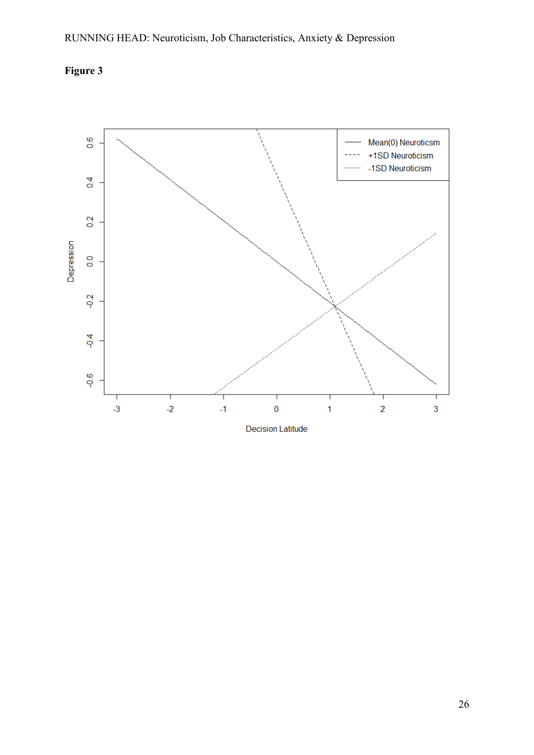**Figure 3**

Mean(0) Neuroticsm
+1SD Neuroticism
-1SD Neuroticism

Depression

0.6
0.4
0.2
0.0
-0.2
-0.4
-0.6

-3
-2
-1
0
1
2
3

Decision Latitude